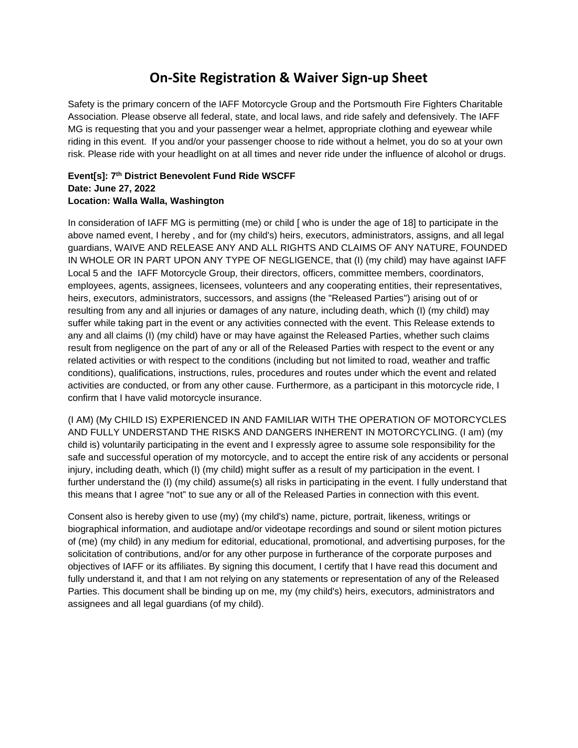# On-Site Registration & Waiver Sign-up Sheet

Safety is the primary concern of the IAFF Motorcycle Group and the Portsmouth Fire Fighters Charitable Association. Please observe all federal, state, and local laws, and ride safely and defensively. The IAFF MG is requesting that you and your passenger wear a helmet, appropriate clothing and eyewear while riding in this event. If you and/or your passenger choose to ride without a helmet, you do so at your own risk. Please ride with your headlight on at all times and never ride under the influence of alcohol or drugs.

**Event[s]: 7th District Benevolent Fund Ride WSCFF**
**Date: June 27, 2022**
**Location: Walla Walla, Washington**

In consideration of IAFF MG is permitting (me) or child [ who is under the age of 18] to participate in the above named event, I hereby , and for (my child's) heirs, executors, administrators, assigns, and all legal guardians, WAIVE AND RELEASE ANY AND ALL RIGHTS AND CLAIMS OF ANY NATURE, FOUNDED IN WHOLE OR IN PART UPON ANY TYPE OF NEGLIGENCE, that (I) (my child) may have against IAFF Local 5 and the IAFF Motorcycle Group, their directors, officers, committee members, coordinators, employees, agents, assignees, licensees, volunteers and any cooperating entities, their representatives, heirs, executors, administrators, successors, and assigns (the "Released Parties") arising out of or resulting from any and all injuries or damages of any nature, including death, which (I) (my child) may suffer while taking part in the event or any activities connected with the event. This Release extends to any and all claims (I) (my child) have or may have against the Released Parties, whether such claims result from negligence on the part of any or all of the Released Parties with respect to the event or any related activities or with respect to the conditions (including but not limited to road, weather and traffic conditions), qualifications, instructions, rules, procedures and routes under which the event and related activities are conducted, or from any other cause. Furthermore, as a participant in this motorcycle ride, I confirm that I have valid motorcycle insurance.

(I AM) (My CHILD IS) EXPERIENCED IN AND FAMILIAR WITH THE OPERATION OF MOTORCYCLES AND FULLY UNDERSTAND THE RISKS AND DANGERS INHERENT IN MOTORCYCLING. (I am) (my child is) voluntarily participating in the event and I expressly agree to assume sole responsibility for the safe and successful operation of my motorcycle, and to accept the entire risk of any accidents or personal injury, including death, which (I) (my child) might suffer as a result of my participation in the event. I further understand the (I) (my child) assume(s) all risks in participating in the event. I fully understand that this means that I agree “not” to sue any or all of the Released Parties in connection with this event.

Consent also is hereby given to use (my) (my child's) name, picture, portrait, likeness, writings or biographical information, and audiotape and/or videotape recordings and sound or silent motion pictures of (me) (my child) in any medium for editorial, educational, promotional, and advertising purposes, for the solicitation of contributions, and/or for any other purpose in furtherance of the corporate purposes and objectives of IAFF or its affiliates. By signing this document, I certify that I have read this document and fully understand it, and that I am not relying on any statements or representation of any of the Released Parties. This document shall be binding up on me, my (my child's) heirs, executors, administrators and assignees and all legal guardians (of my child).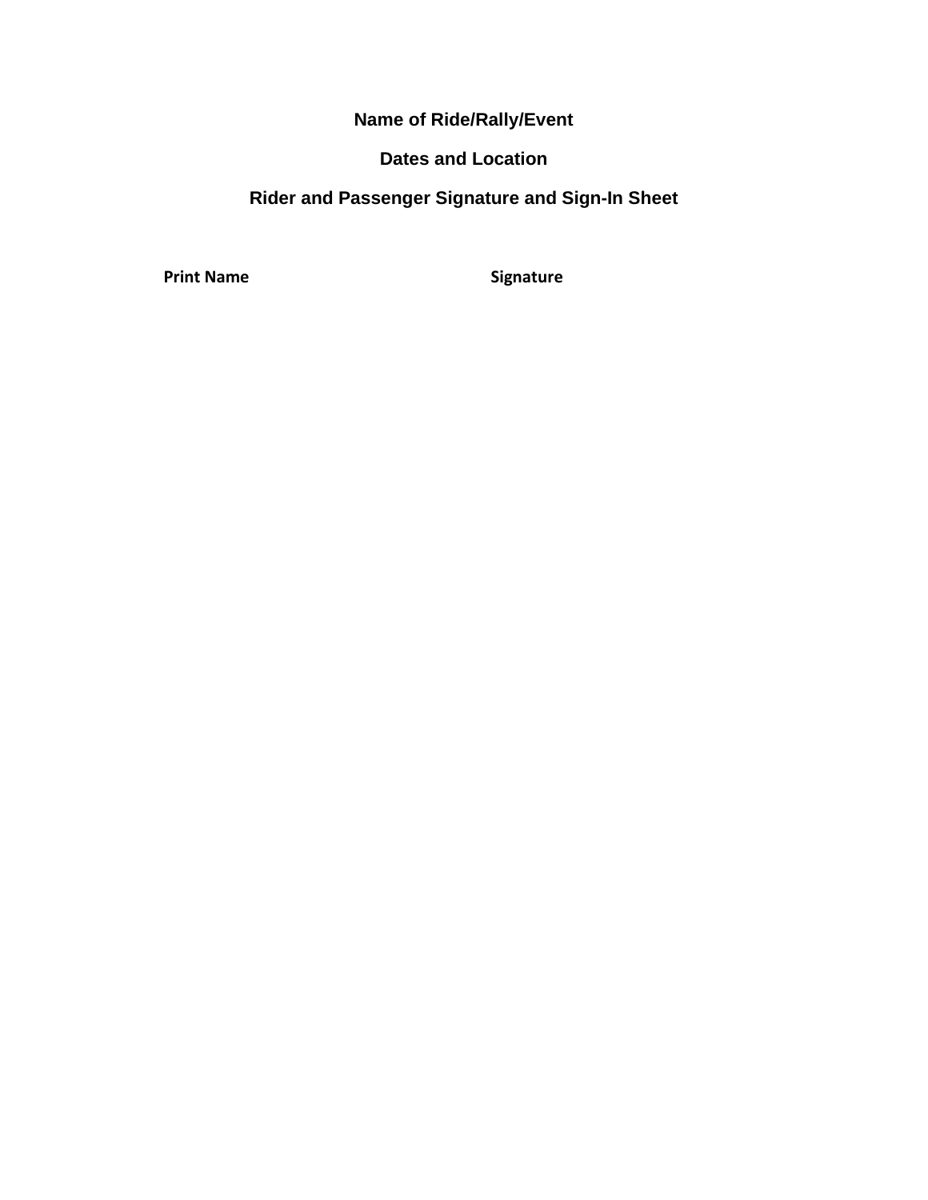**Name of Ride/Rally/Event**

**Dates and Location**

**Rider and Passenger Signature and Sign-In Sheet**

| Print Name | Signature |
| --- | --- |